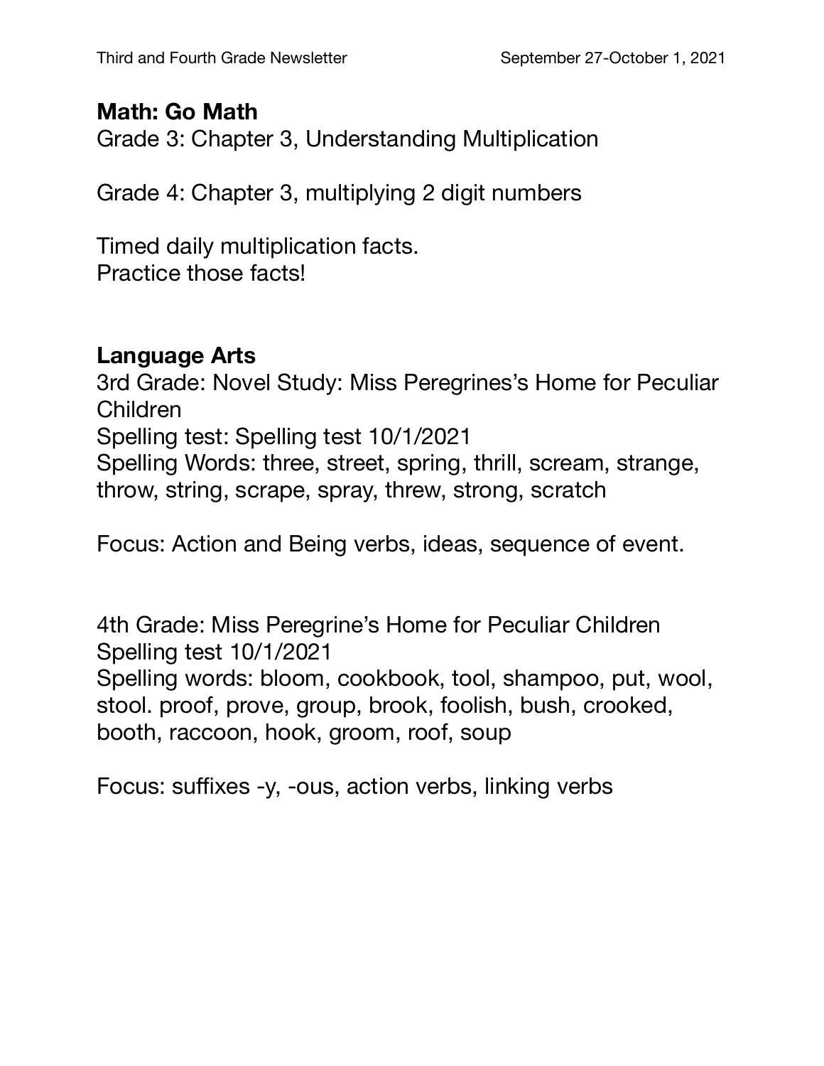## Math: Go Math

Grade 3: Chapter 3, Understanding Multiplication

Grade 4: Chapter 3, multiplying 2 digit numbers

Timed daily multiplication facts.
Practice those facts!

## Language Arts

3rd Grade: Novel Study: Miss Peregrines's Home for Peculiar Children
Spelling test: Spelling test 10/1/2021
Spelling Words: three, street, spring, thrill, scream, strange, throw, string, scrape, spray, threw, strong, scratch

Focus: Action and Being verbs, ideas, sequence of event.

4th Grade: Miss Peregrine's Home for Peculiar Children
Spelling test 10/1/2021
Spelling words: bloom, cookbook, tool, shampoo, put, wool, stool. proof, prove, group, brook, foolish, bush, crooked, booth, raccoon, hook, groom, roof, soup

Focus: suffixes -y, -ous, action verbs, linking verbs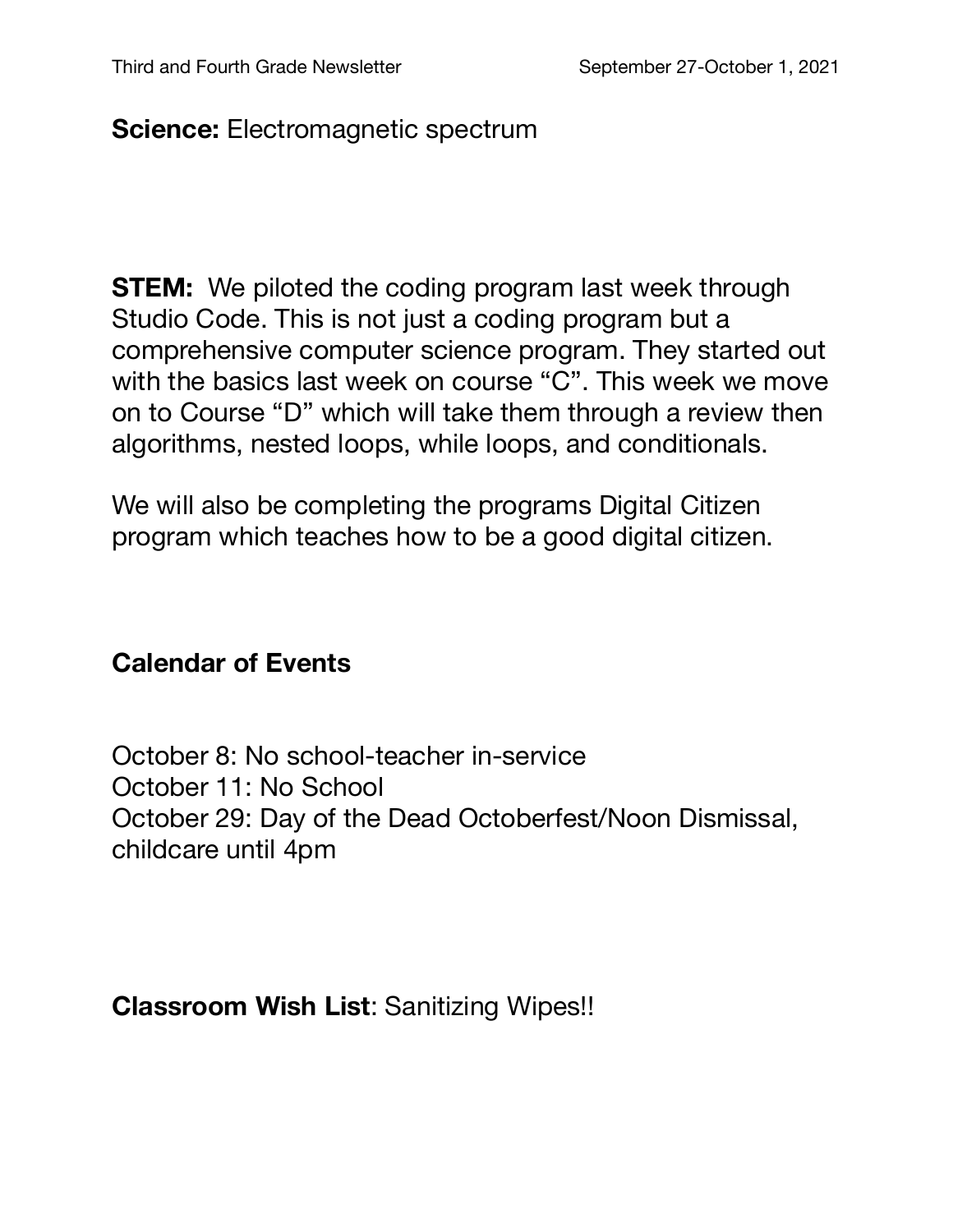**Science:** Electromagnetic spectrum

**STEM:** We piloted the coding program last week through Studio Code. This is not just a coding program but a comprehensive computer science program. They started out with the basics last week on course "C". This week we move on to Course "D" which will take them through a review then algorithms, nested loops, while loops, and conditionals.

We will also be completing the programs Digital Citizen program which teaches how to be a good digital citizen.

**Calendar of Events**

October 8: No school-teacher in-service
October 11: No School
October 29: Day of the Dead Octoberfest/Noon Dismissal, childcare until 4pm

**Classroom Wish List**: Sanitizing Wipes!!